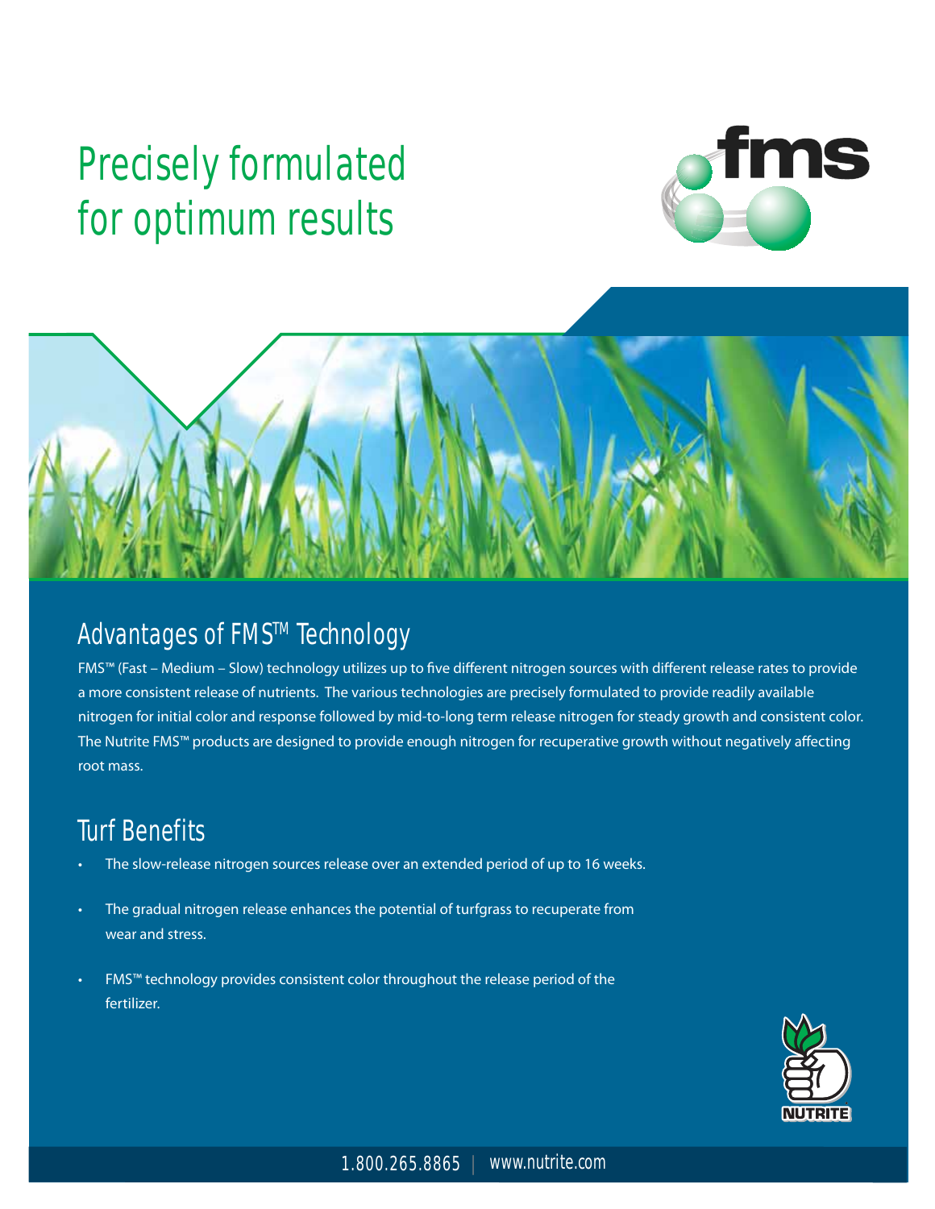# Precisely formulated for optimum results

fms

## Advantages of FMS™ Technology

FMS™ (Fast – Medium – Slow) technology utilizes up to five different nitrogen sources with different release rates to provide a more consistent release of nutrients. The various technologies are precisely formulated to provide readily available nitrogen for initial color and response followed by mid-to-long term release nitrogen for steady growth and consistent color. The Nutrite FMS™ products are designed to provide enough nitrogen for recuperative growth without negatively affecting root mass.

## Turf Benefits

- The slow-release nitrogen sources release over an extended period of up to 16 weeks.
- The gradual nitrogen release enhances the potential of turfgrass to recuperate from wear and stress.
- FMS™ technology provides consistent color throughout the release period of the fertilizer.

NUTRITE

1.800.265.8865 | www.nutrite.com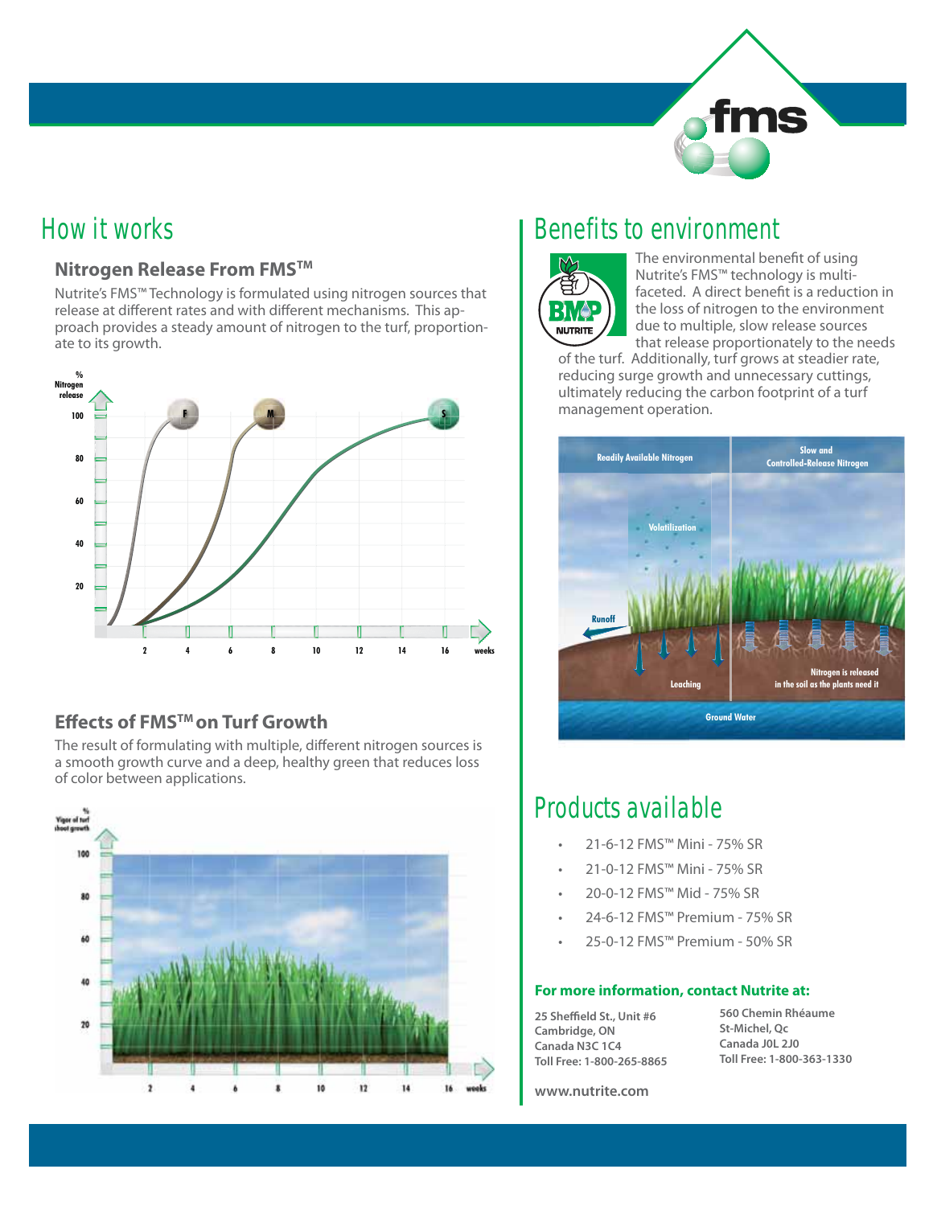## How it works

### Nitrogen Release From FMS™

Nutrite's FMS™ Technology is formulated using nitrogen sources that release at different rates and with different mechanisms. This approach provides a steady amount of nitrogen to the turf, proportionate to its growth.

% Nitrogen release

100
80
60
40
20

F
M
S

2 4 6 8 10 12 14 16 weeks

### Effects of FMS™ on Turf Growth

The result of formulating with multiple, different nitrogen sources is a smooth growth curve and a deep, healthy green that reduces loss of color between applications.

% Vigor of turf shoot growth

100
80
60
40
20

2 4 6 8 10 12 14 16 weeks

## Benefits to environment

BMP NUTRITE

The environmental benefit of using Nutrite's FMS™ technology is multi-faceted. A direct benefit is a reduction in the loss of nitrogen to the environment due to multiple, slow release sources that release proportionately to the needs of the turf. Additionally, turf grows at steadier rate, reducing surge growth and unnecessary cuttings, ultimately reducing the carbon footprint of a turf management operation.

Readily Available Nitrogen
Slow and Controlled-Release Nitrogen
Volatilization
Runoff
Leaching
Nitrogen is released in the soil as the plants need it
Ground Water

## Products available

- 21-6-12 FMS™ Mini - 75% SR
- 21-0-12 FMS™ Mini - 75% SR
- 20-0-12 FMS™ Mid - 75% SR
- 24-6-12 FMS™ Premium - 75% SR
- 25-0-12 FMS™ Premium - 50% SR

**For more information, contact Nutrite at:**

**25 Sheffield St., Unit #6**
**Cambridge, ON**
**Canada N3C 1C4**
**Toll Free: 1-800-265-8865**

**560 Chemin Rhéaume**
**St-Michel, Qc**
**Canada J0L 2J0**
**Toll Free: 1-800-363-1330**

**www.nutrite.com**